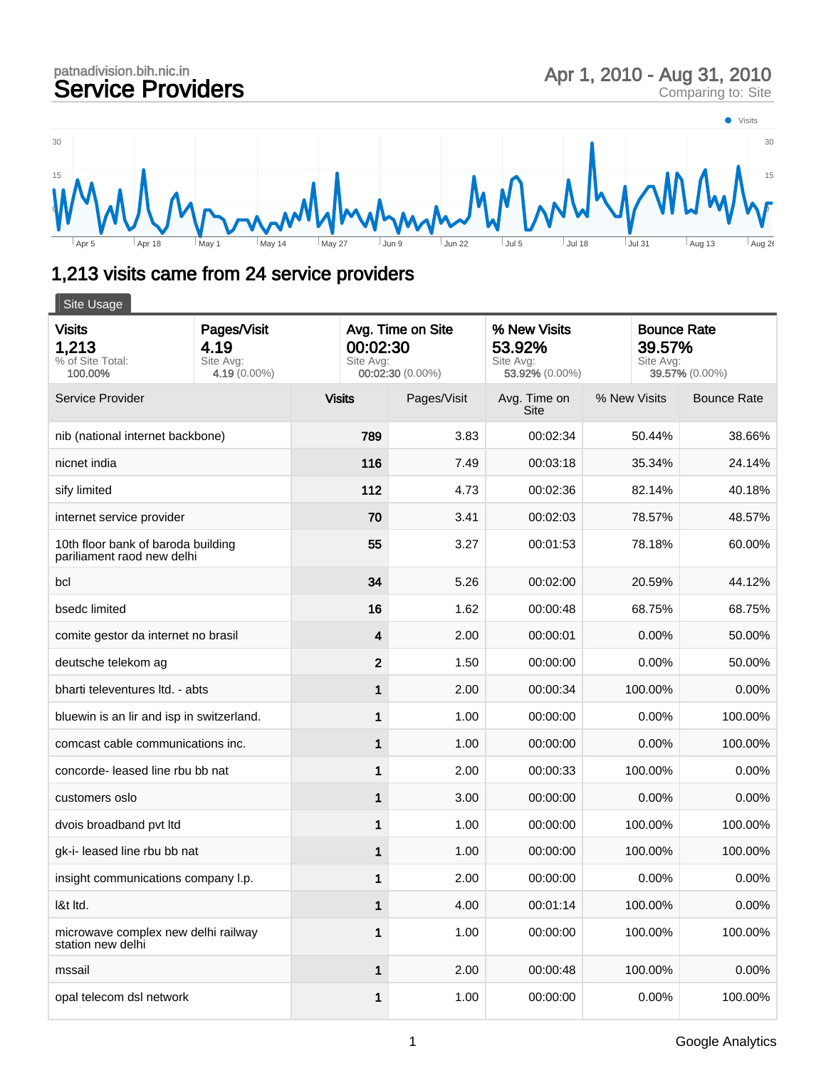patnadivision.bih.nic.in

# Service Providers

Apr 1, 2010 - Aug 31, 2010
Comparing to: Site

## 1,213 visits came from 24 service providers

Site Usage

| Visits | Pages/Visit | Avg. Time on Site | % New Visits | Bounce Rate |
|---|---|---|---|---|
| **1,213** | **4.19** | **00:02:30** | **53.92%** | **39.57%** |
| % of Site Total: **100.00%** | Site Avg: **4.19** (0.00%) | Site Avg: **00:02:30** (0.00%) | Site Avg: **53.92%** (0.00%) | Site Avg: **39.57%** (0.00%) |

| Service Provider | Visits | Pages/Visit | Avg. Time on Site | % New Visits | Bounce Rate |
|---|---|---|---|---|---|
| nib (national internet backbone) | 789 | 3.83 | 00:02:34 | 50.44% | 38.66% |
| nicnet india | 116 | 7.49 | 00:03:18 | 35.34% | 24.14% |
| sify limited | 112 | 4.73 | 00:02:36 | 82.14% | 40.18% |
| internet service provider | 70 | 3.41 | 00:02:03 | 78.57% | 48.57% |
| 10th floor bank of baroda building pariliament raod new delhi | 55 | 3.27 | 00:01:53 | 78.18% | 60.00% |
| bcl | 34 | 5.26 | 00:02:00 | 20.59% | 44.12% |
| bsedc limited | 16 | 1.62 | 00:00:48 | 68.75% | 68.75% |
| comite gestor da internet no brasil | 4 | 2.00 | 00:00:01 | 0.00% | 50.00% |
| deutsche telekom ag | 2 | 1.50 | 00:00:00 | 0.00% | 50.00% |
| bharti televentures ltd. - abts | 1 | 2.00 | 00:00:34 | 100.00% | 0.00% |
| bluewin is an lir and isp in switzerland. | 1 | 1.00 | 00:00:00 | 0.00% | 100.00% |
| comcast cable communications inc. | 1 | 1.00 | 00:00:00 | 0.00% | 100.00% |
| concorde- leased line rbu bb nat | 1 | 2.00 | 00:00:33 | 100.00% | 0.00% |
| customers oslo | 1 | 3.00 | 00:00:00 | 0.00% | 0.00% |
| dvois broadband pvt ltd | 1 | 1.00 | 00:00:00 | 100.00% | 100.00% |
| gk-i- leased line rbu bb nat | 1 | 1.00 | 00:00:00 | 100.00% | 100.00% |
| insight communications company l.p. | 1 | 2.00 | 00:00:00 | 0.00% | 0.00% |
| l&t ltd. | 1 | 4.00 | 00:01:14 | 100.00% | 0.00% |
| microwave complex new delhi railway station new delhi | 1 | 1.00 | 00:00:00 | 100.00% | 100.00% |
| mssail | 1 | 2.00 | 00:00:48 | 100.00% | 0.00% |
| opal telecom dsl network | 1 | 1.00 | 00:00:00 | 0.00% | 100.00% |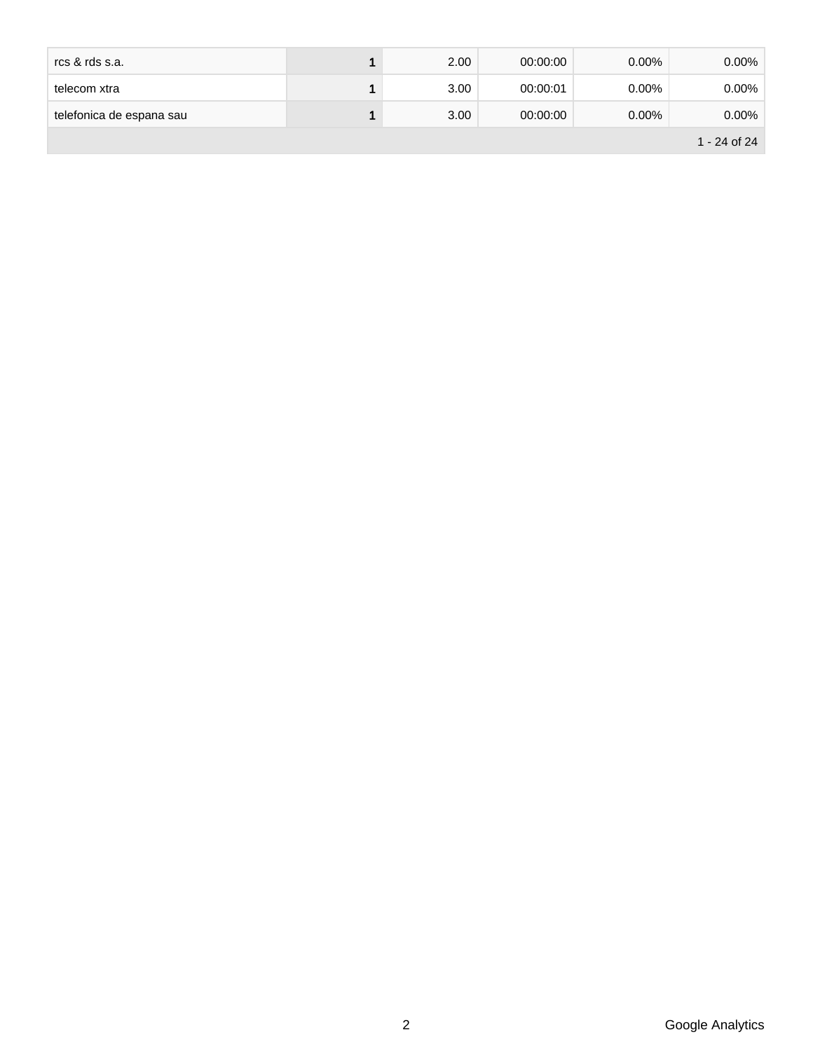| | | | | | |
|---|---|---|---|---|---|
| rcs & rds s.a. | **1** | 2.00 | 00:00:00 | 0.00% | 0.00% |
| telecom xtra | **1** | 3.00 | 00:00:01 | 0.00% | 0.00% |
| telefonica de espana sau | **1** | 3.00 | 00:00:00 | 0.00% | 0.00% |
| | | | | | 1 - 24 of 24 |